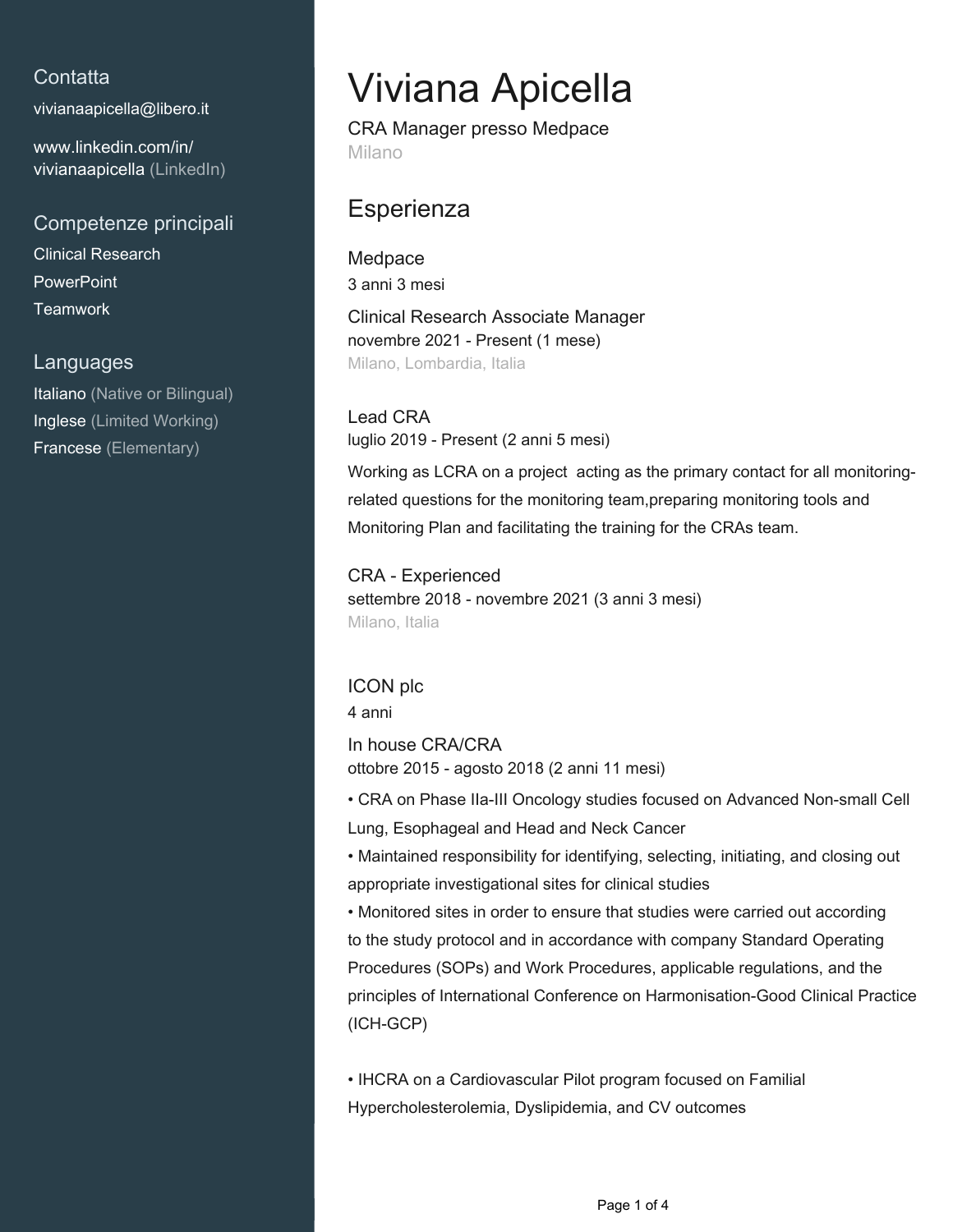## Contatta

vivianaapicella@libero.it

www.linkedin.com/in/vivianaapicella (LinkedIn)

## Competenze principali

Clinical Research
PowerPoint
Teamwork

## Languages

Italiano (Native or Bilingual)
Inglese (Limited Working)
Francese (Elementary)

# Viviana Apicella

CRA Manager presso Medpace
Milano

## Esperienza

### Medpace

3 anni 3 mesi

**Clinical Research Associate Manager**
novembre 2021 - Present (1 mese)
Milano, Lombardia, Italia

**Lead CRA**
luglio 2019 - Present (2 anni 5 mesi)

Working as LCRA on a project acting as the primary contact for all monitoring-related questions for the monitoring team,preparing monitoring tools and Monitoring Plan and facilitating the training for the CRAs team.

**CRA - Experienced**
settembre 2018 - novembre 2021 (3 anni 3 mesi)
Milano, Italia

### ICON plc

4 anni

**In house CRA/CRA**
ottobre 2015 - agosto 2018 (2 anni 11 mesi)

- CRA on Phase IIa-III Oncology studies focused on Advanced Non-small Cell Lung, Esophageal and Head and Neck Cancer
- Maintained responsibility for identifying, selecting, initiating, and closing out appropriate investigational sites for clinical studies
- Monitored sites in order to ensure that studies were carried out according to the study protocol and in accordance with company Standard Operating Procedures (SOPs) and Work Procedures, applicable regulations, and the principles of International Conference on Harmonisation-Good Clinical Practice (ICH-GCP)

- IHCRA on a Cardiovascular Pilot program focused on Familial Hypercholesterolemia, Dyslipidemia, and CV outcomes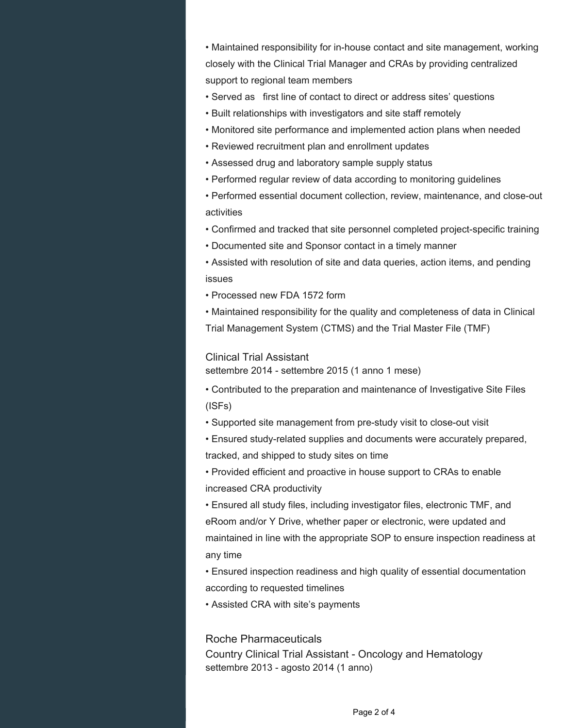- Maintained responsibility for in-house contact and site management, working closely with the Clinical Trial Manager and CRAs by providing centralized support to regional team members
- Served as first line of contact to direct or address sites' questions
- Built relationships with investigators and site staff remotely
- Monitored site performance and implemented action plans when needed
- Reviewed recruitment plan and enrollment updates
- Assessed drug and laboratory sample supply status
- Performed regular review of data according to monitoring guidelines
- Performed essential document collection, review, maintenance, and close-out activities
- Confirmed and tracked that site personnel completed project-specific training
- Documented site and Sponsor contact in a timely manner
- Assisted with resolution of site and data queries, action items, and pending issues
- Processed new FDA 1572 form
- Maintained responsibility for the quality and completeness of data in Clinical Trial Management System (CTMS) and the Trial Master File (TMF)

### Clinical Trial Assistant

settembre 2014 - settembre 2015 (1 anno 1 mese)

- Contributed to the preparation and maintenance of Investigative Site Files (ISFs)
- Supported site management from pre-study visit to close-out visit
- Ensured study-related supplies and documents were accurately prepared, tracked, and shipped to study sites on time
- Provided efficient and proactive in house support to CRAs to enable increased CRA productivity
- Ensured all study files, including investigator files, electronic TMF, and eRoom and/or Y Drive, whether paper or electronic, were updated and maintained in line with the appropriate SOP to ensure inspection readiness at any time
- Ensured inspection readiness and high quality of essential documentation according to requested timelines
- Assisted CRA with site's payments

## Roche Pharmaceuticals

### Country Clinical Trial Assistant - Oncology and Hematology

settembre 2013 - agosto 2014 (1 anno)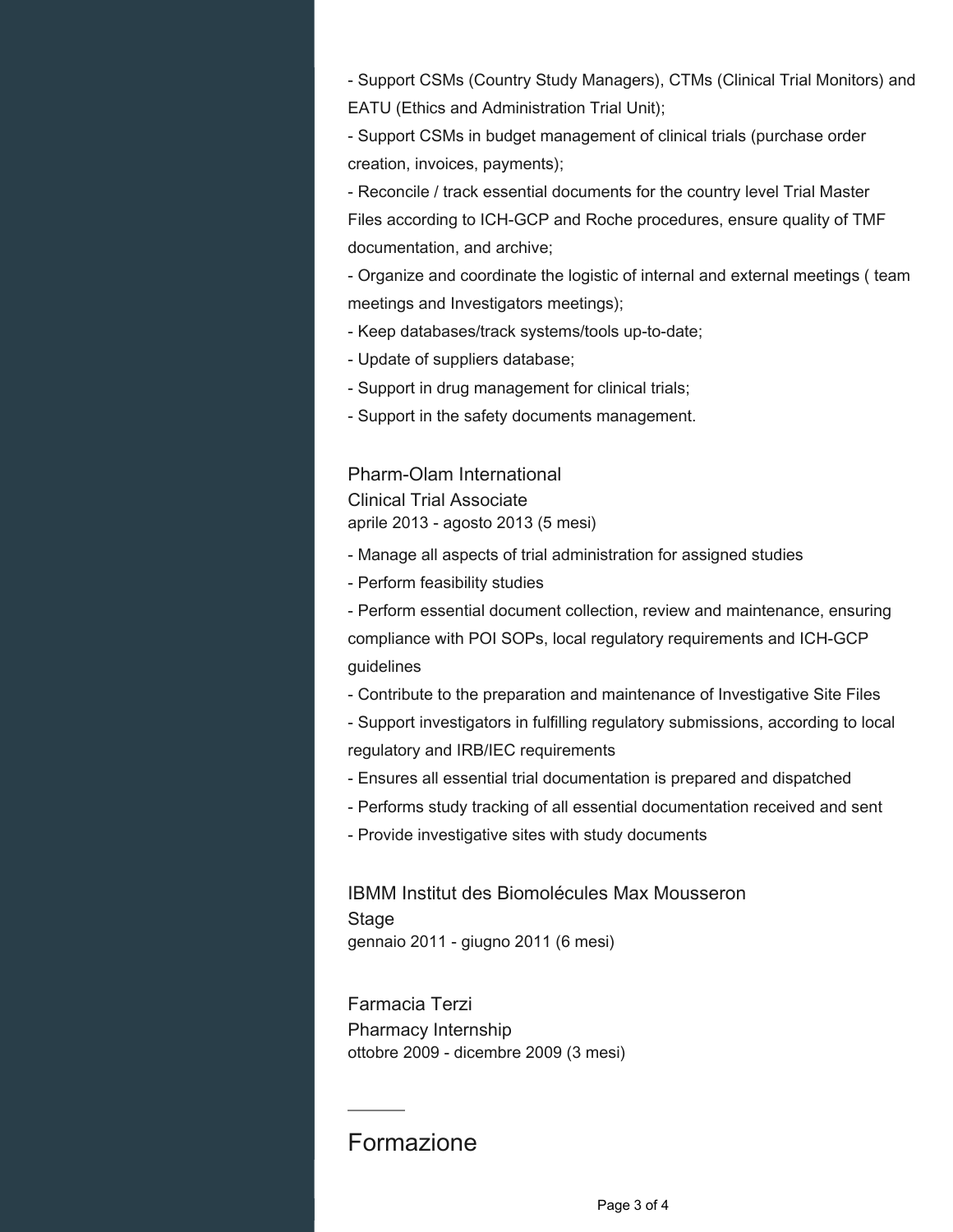- Support CSMs (Country Study Managers), CTMs (Clinical Trial Monitors) and EATU (Ethics and Administration Trial Unit);
- Support CSMs in budget management of clinical trials (purchase order creation, invoices, payments);
- Reconcile / track essential documents for the country level Trial Master Files according to ICH-GCP and Roche procedures, ensure quality of TMF documentation, and archive;
- Organize and coordinate the logistic of internal and external meetings ( team meetings and Investigators meetings);
- Keep databases/track systems/tools up-to-date;
- Update of suppliers database;
- Support in drug management for clinical trials;
- Support in the safety documents management.

### Pharm-Olam International
Clinical Trial Associate
aprile 2013 - agosto 2013 (5 mesi)

- Manage all aspects of trial administration for assigned studies
- Perform feasibility studies
- Perform essential document collection, review and maintenance, ensuring compliance with POI SOPs, local regulatory requirements and ICH-GCP guidelines
- Contribute to the preparation and maintenance of Investigative Site Files
- Support investigators in fulfilling regulatory submissions, according to local regulatory and IRB/IEC requirements
- Ensures all essential trial documentation is prepared and dispatched
- Performs study tracking of all essential documentation received and sent
- Provide investigative sites with study documents

### IBMM Institut des Biomolécules Max Mousseron
Stage
gennaio 2011 - giugno 2011 (6 mesi)

### Farmacia Terzi
Pharmacy Internship
ottobre 2009 - dicembre 2009 (3 mesi)

## Formazione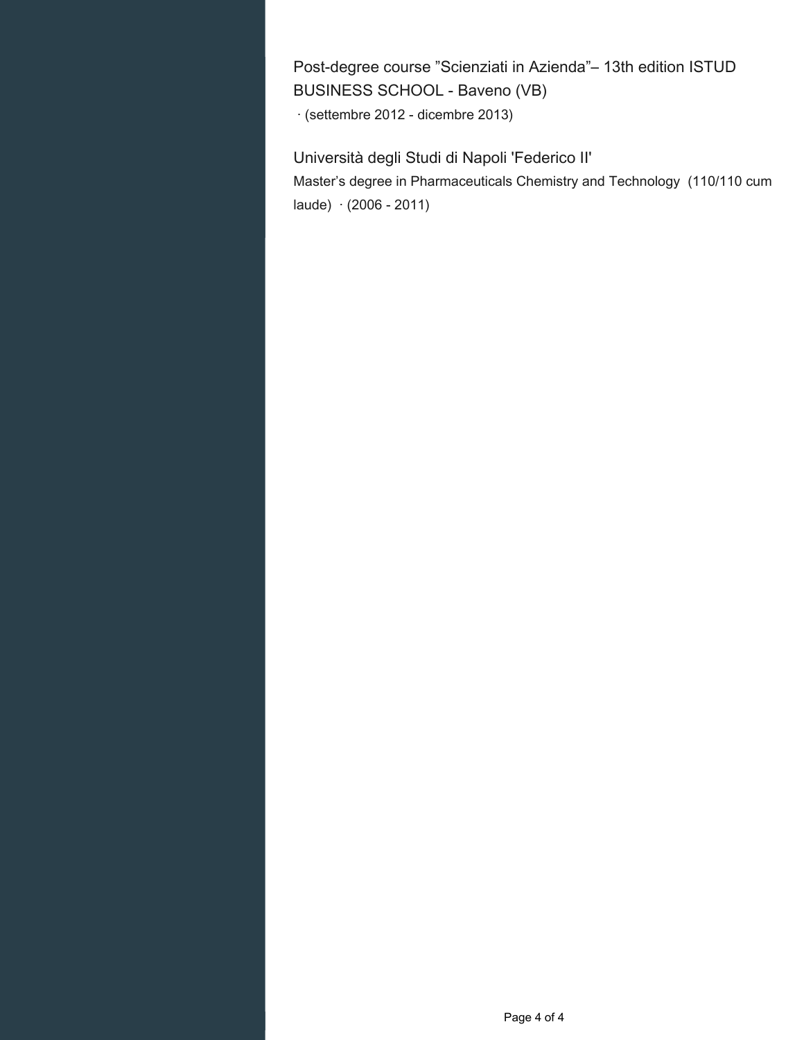Post-degree course ”Scienziati in Azienda”– 13th edition ISTUD BUSINESS SCHOOL - Baveno (VB)

· (settembre 2012 - dicembre 2013)

Università degli Studi di Napoli 'Federico II'

Master’s degree in Pharmaceuticals Chemistry and Technology (110/110 cum laude) · (2006 - 2011)